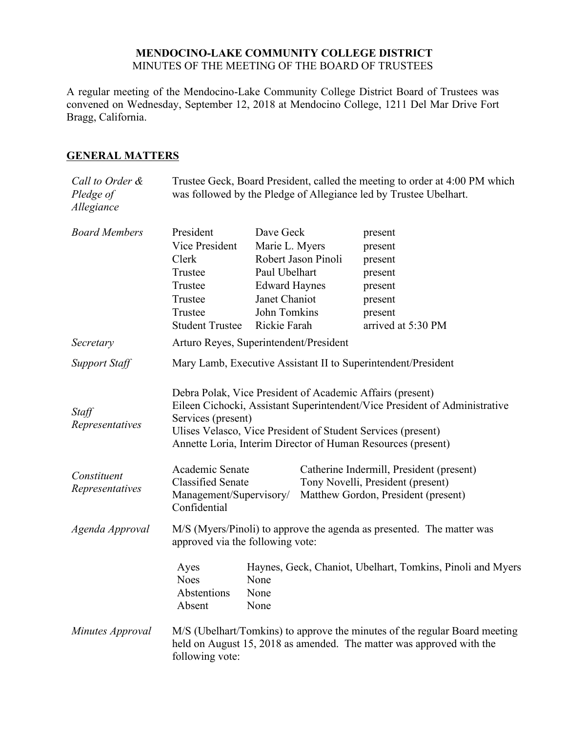**MENDOCINO-LAKE COMMUNITY COLLEGE DISTRICT**
MINUTES OF THE MEETING OF THE BOARD OF TRUSTEES

A regular meeting of the Mendocino-Lake Community College District Board of Trustees was convened on Wednesday, September 12, 2018 at Mendocino College, 1211 Del Mar Drive Fort Bragg, California.

## GENERAL MATTERS

*Call to Order & Pledge of Allegiance*

Trustee Geck, Board President, called the meeting to order at 4:00 PM which was followed by the Pledge of Allegiance led by Trustee Ubelhart.

*Board Members*

| | | |
|---|---|---|
| President | Dave Geck | present |
| Vice President | Marie L. Myers | present |
| Clerk | Robert Jason Pinoli | present |
| Trustee | Paul Ubelhart | present |
| Trustee | Edward Haynes | present |
| Trustee | Janet Chaniot | present |
| Trustee | John Tomkins | present |
| Student Trustee | Rickie Farah | arrived at 5:30 PM |

*Secretary*

Arturo Reyes, Superintendent/President

*Support Staff*

Mary Lamb, Executive Assistant II to Superintendent/President

*Staff Representatives*

Debra Polak, Vice President of Academic Affairs (present)
Eileen Cichocki, Assistant Superintendent/Vice President of Administrative Services (present)
Ulises Velasco, Vice President of Student Services (present)
Annette Loria, Interim Director of Human Resources (present)

*Constituent Representatives*

| | |
|---|---|
| Academic Senate | Catherine Indermill, President (present) |
| Classified Senate | Tony Novelli, President (present) |
| Management/Supervisory/ Confidential | Matthew Gordon, President (present) |

*Agenda Approval*

M/S (Myers/Pinoli) to approve the agenda as presented. The matter was approved via the following vote:

| | |
|---|---|
| Ayes | Haynes, Geck, Chaniot, Ubelhart, Tomkins, Pinoli and Myers |
| Noes | None |
| Abstentions | None |
| Absent | None |

*Minutes Approval*

M/S (Ubelhart/Tomkins) to approve the minutes of the regular Board meeting held on August 15, 2018 as amended. The matter was approved with the following vote: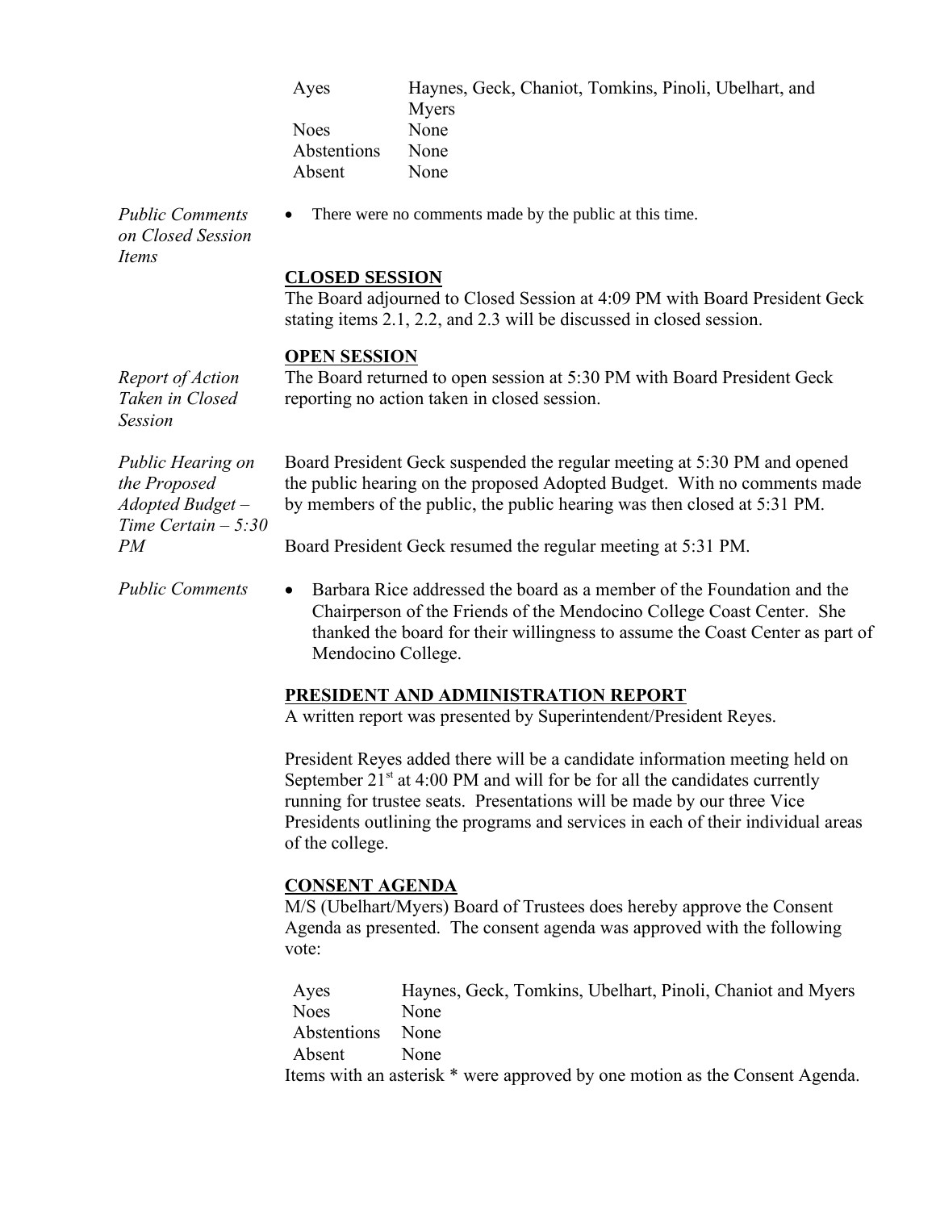| | |
|---|---|
| Ayes | Haynes, Geck, Chaniot, Tomkins, Pinoli, Ubelhart, and Myers |
| Noes | None |
| Abstentions | None |
| Absent | None |

*Public Comments on Closed Session Items*

- There were no comments made by the public at this time.

## CLOSED SESSION

The Board adjourned to Closed Session at 4:09 PM with Board President Geck stating items 2.1, 2.2, and 2.3 will be discussed in closed session.

## OPEN SESSION

*Report of Action Taken in Closed Session*

The Board returned to open session at 5:30 PM with Board President Geck reporting no action taken in closed session.

*Public Hearing on the Proposed Adopted Budget – Time Certain – 5:30 PM*

Board President Geck suspended the regular meeting at 5:30 PM and opened the public hearing on the proposed Adopted Budget. With no comments made by members of the public, the public hearing was then closed at 5:31 PM.

Board President Geck resumed the regular meeting at 5:31 PM.

*Public Comments*

- Barbara Rice addressed the board as a member of the Foundation and the Chairperson of the Friends of the Mendocino College Coast Center. She thanked the board for their willingness to assume the Coast Center as part of Mendocino College.

## PRESIDENT AND ADMINISTRATION REPORT

A written report was presented by Superintendent/President Reyes.

President Reyes added there will be a candidate information meeting held on September 21st at 4:00 PM and will for be for all the candidates currently running for trustee seats. Presentations will be made by our three Vice Presidents outlining the programs and services in each of their individual areas of the college.

## CONSENT AGENDA

M/S (Ubelhart/Myers) Board of Trustees does hereby approve the Consent Agenda as presented. The consent agenda was approved with the following vote:

| | |
|---|---|
| Ayes | Haynes, Geck, Tomkins, Ubelhart, Pinoli, Chaniot and Myers |
| Noes | None |
| Abstentions | None |
| Absent | None |

Items with an asterisk * were approved by one motion as the Consent Agenda.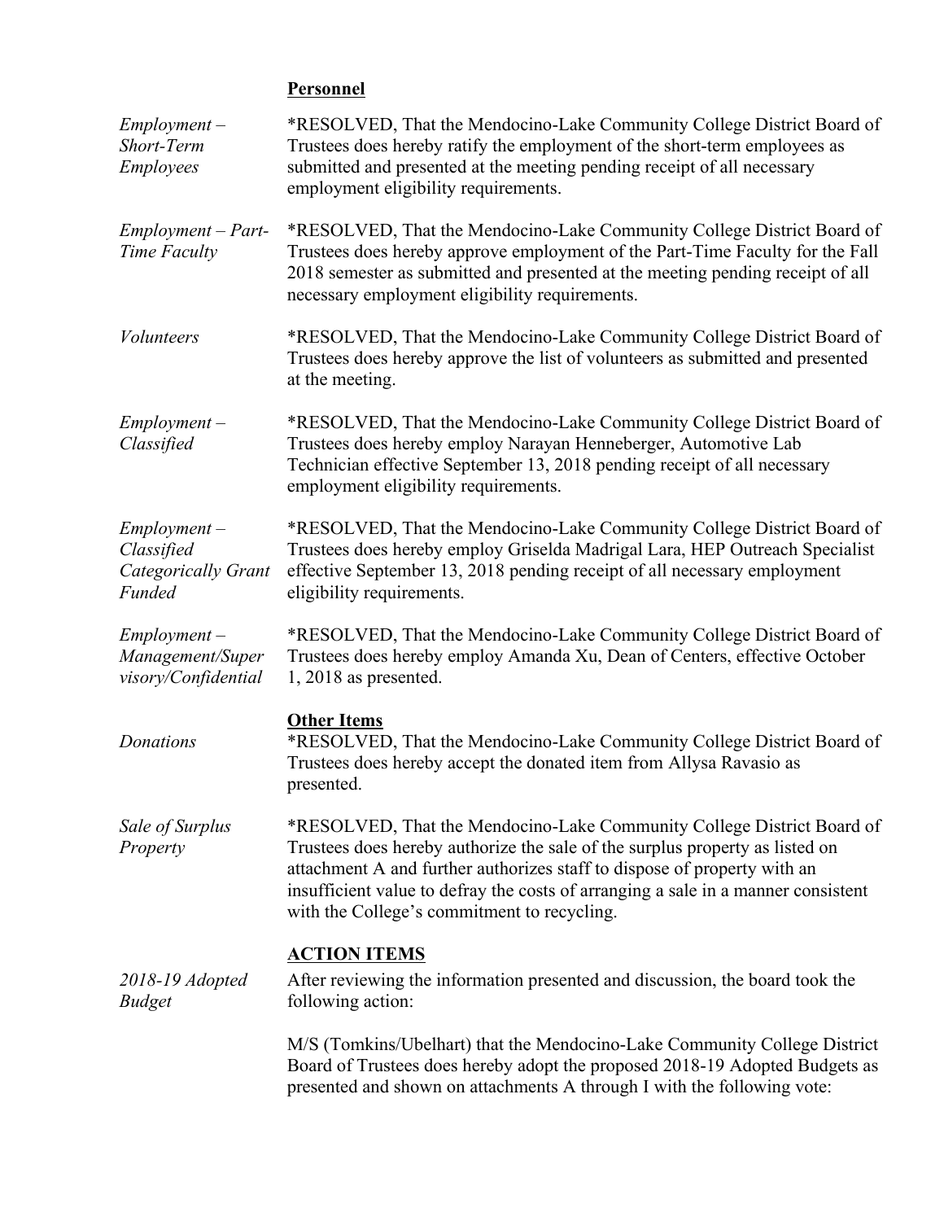**Personnel**

*Employment – Short-Term Employees*

*RESOLVED, That the Mendocino-Lake Community College District Board of Trustees does hereby ratify the employment of the short-term employees as submitted and presented at the meeting pending receipt of all necessary employment eligibility requirements.

*Employment – Part-Time Faculty*

*RESOLVED, That the Mendocino-Lake Community College District Board of Trustees does hereby approve employment of the Part-Time Faculty for the Fall 2018 semester as submitted and presented at the meeting pending receipt of all necessary employment eligibility requirements.

*Volunteers*

*RESOLVED, That the Mendocino-Lake Community College District Board of Trustees does hereby approve the list of volunteers as submitted and presented at the meeting.

*Employment – Classified*

*RESOLVED, That the Mendocino-Lake Community College District Board of Trustees does hereby employ Narayan Henneberger, Automotive Lab Technician effective September 13, 2018 pending receipt of all necessary employment eligibility requirements.

*Employment – Classified Categorically Grant Funded*

*RESOLVED, That the Mendocino-Lake Community College District Board of Trustees does hereby employ Griselda Madrigal Lara, HEP Outreach Specialist effective September 13, 2018 pending receipt of all necessary employment eligibility requirements.

*Employment – Management/Supervisory/Confidential*

*RESOLVED, That the Mendocino-Lake Community College District Board of Trustees does hereby employ Amanda Xu, Dean of Centers, effective October 1, 2018 as presented.

**Other Items**

*Donations*

*RESOLVED, That the Mendocino-Lake Community College District Board of Trustees does hereby accept the donated item from Allysa Ravasio as presented.

*Sale of Surplus Property*

*RESOLVED, That the Mendocino-Lake Community College District Board of Trustees does hereby authorize the sale of the surplus property as listed on attachment A and further authorizes staff to dispose of property with an insufficient value to defray the costs of arranging a sale in a manner consistent with the College's commitment to recycling.

**ACTION ITEMS**

*2018-19 Adopted Budget*

After reviewing the information presented and discussion, the board took the following action:

M/S (Tomkins/Ubelhart) that the Mendocino-Lake Community College District Board of Trustees does hereby adopt the proposed 2018-19 Adopted Budgets as presented and shown on attachments A through I with the following vote: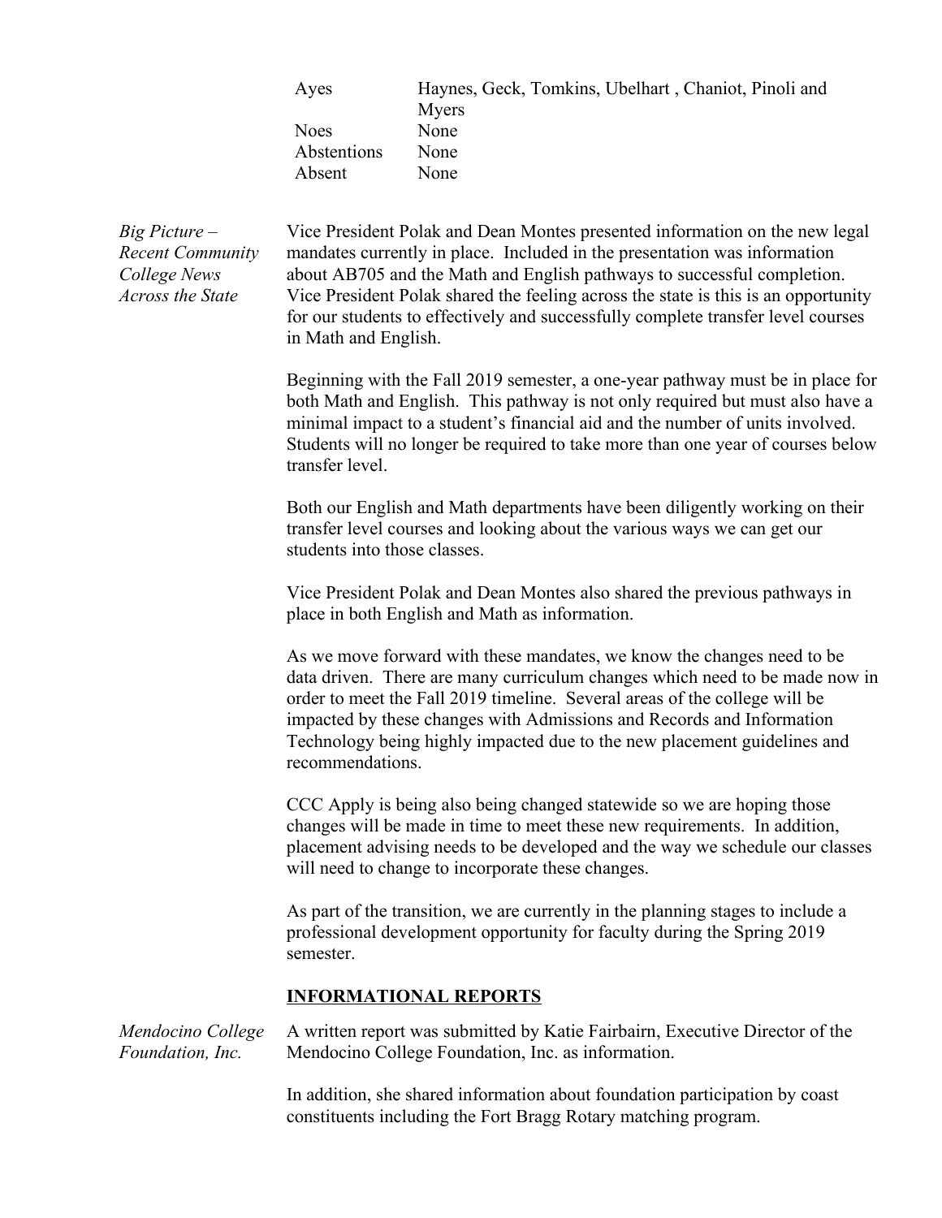| | |
|---|---|
| Ayes | Haynes, Geck, Tomkins, Ubelhart , Chaniot, Pinoli and Myers |
| Noes | None |
| Abstentions | None |
| Absent | None |

*Big Picture – Recent Community College News Across the State*

Vice President Polak and Dean Montes presented information on the new legal mandates currently in place. Included in the presentation was information about AB705 and the Math and English pathways to successful completion. Vice President Polak shared the feeling across the state is this is an opportunity for our students to effectively and successfully complete transfer level courses in Math and English.

Beginning with the Fall 2019 semester, a one-year pathway must be in place for both Math and English. This pathway is not only required but must also have a minimal impact to a student's financial aid and the number of units involved. Students will no longer be required to take more than one year of courses below transfer level.

Both our English and Math departments have been diligently working on their transfer level courses and looking about the various ways we can get our students into those classes.

Vice President Polak and Dean Montes also shared the previous pathways in place in both English and Math as information.

As we move forward with these mandates, we know the changes need to be data driven. There are many curriculum changes which need to be made now in order to meet the Fall 2019 timeline. Several areas of the college will be impacted by these changes with Admissions and Records and Information Technology being highly impacted due to the new placement guidelines and recommendations.

CCC Apply is being also being changed statewide so we are hoping those changes will be made in time to meet these new requirements. In addition, placement advising needs to be developed and the way we schedule our classes will need to change to incorporate these changes.

As part of the transition, we are currently in the planning stages to include a professional development opportunity for faculty during the Spring 2019 semester.

## **INFORMATIONAL REPORTS**

*Mendocino College Foundation, Inc.*

A written report was submitted by Katie Fairbairn, Executive Director of the Mendocino College Foundation, Inc. as information.

In addition, she shared information about foundation participation by coast constituents including the Fort Bragg Rotary matching program.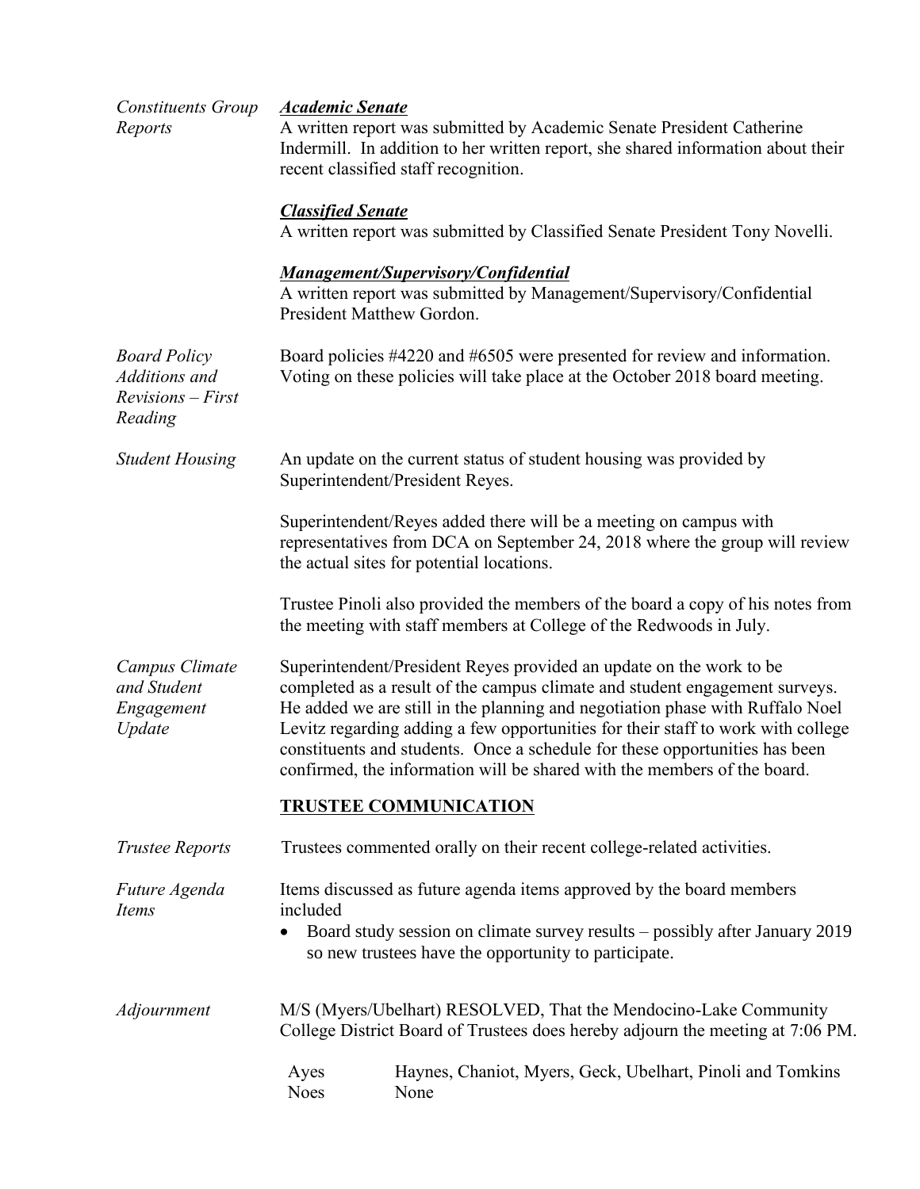*Constituents Group Reports*

***Academic Senate***
A written report was submitted by Academic Senate President Catherine Indermill. In addition to her written report, she shared information about their recent classified staff recognition.

***Classified Senate***
A written report was submitted by Classified Senate President Tony Novelli.

***Management/Supervisory/Confidential***
A written report was submitted by Management/Supervisory/Confidential President Matthew Gordon.

*Board Policy Additions and Revisions – First Reading*

Board policies #4220 and #6505 were presented for review and information. Voting on these policies will take place at the October 2018 board meeting.

*Student Housing*

An update on the current status of student housing was provided by Superintendent/President Reyes.

Superintendent/Reyes added there will be a meeting on campus with representatives from DCA on September 24, 2018 where the group will review the actual sites for potential locations.

Trustee Pinoli also provided the members of the board a copy of his notes from the meeting with staff members at College of the Redwoods in July.

*Campus Climate and Student Engagement Update*

Superintendent/President Reyes provided an update on the work to be completed as a result of the campus climate and student engagement surveys. He added we are still in the planning and negotiation phase with Ruffalo Noel Levitz regarding adding a few opportunities for their staff to work with college constituents and students. Once a schedule for these opportunities has been confirmed, the information will be shared with the members of the board.

## TRUSTEE COMMUNICATION

*Trustee Reports*

Trustees commented orally on their recent college-related activities.

*Future Agenda Items*

Items discussed as future agenda items approved by the board members included

- Board study session on climate survey results – possibly after January 2019 so new trustees have the opportunity to participate.

*Adjournment*

M/S (Myers/Ubelhart) RESOLVED, That the Mendocino-Lake Community College District Board of Trustees does hereby adjourn the meeting at 7:06 PM.

Ayes Haynes, Chaniot, Myers, Geck, Ubelhart, Pinoli and Tomkins
Noes None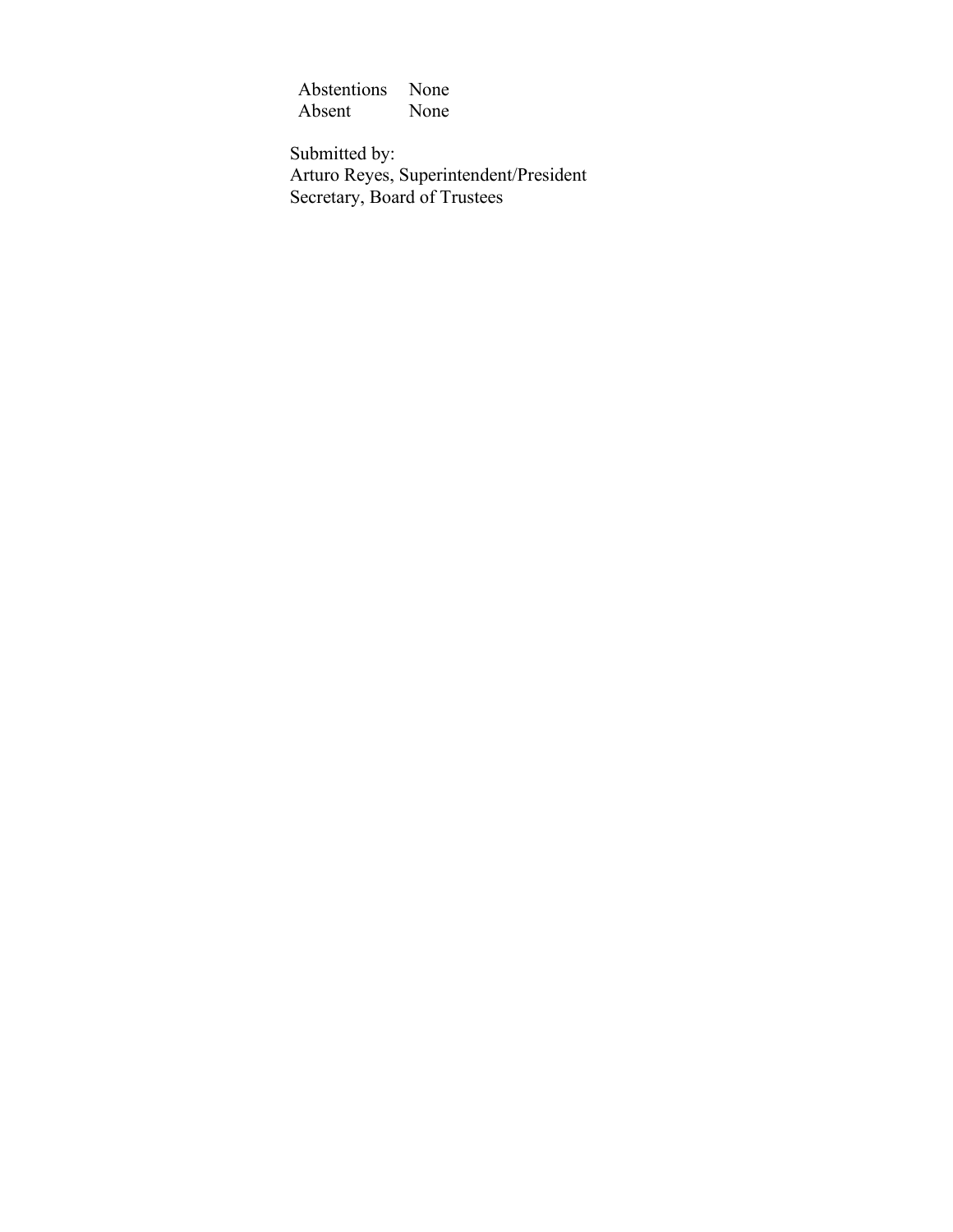| | |
|---|---|
| Abstentions | None |
| Absent | None |

Submitted by:
Arturo Reyes, Superintendent/President
Secretary, Board of Trustees